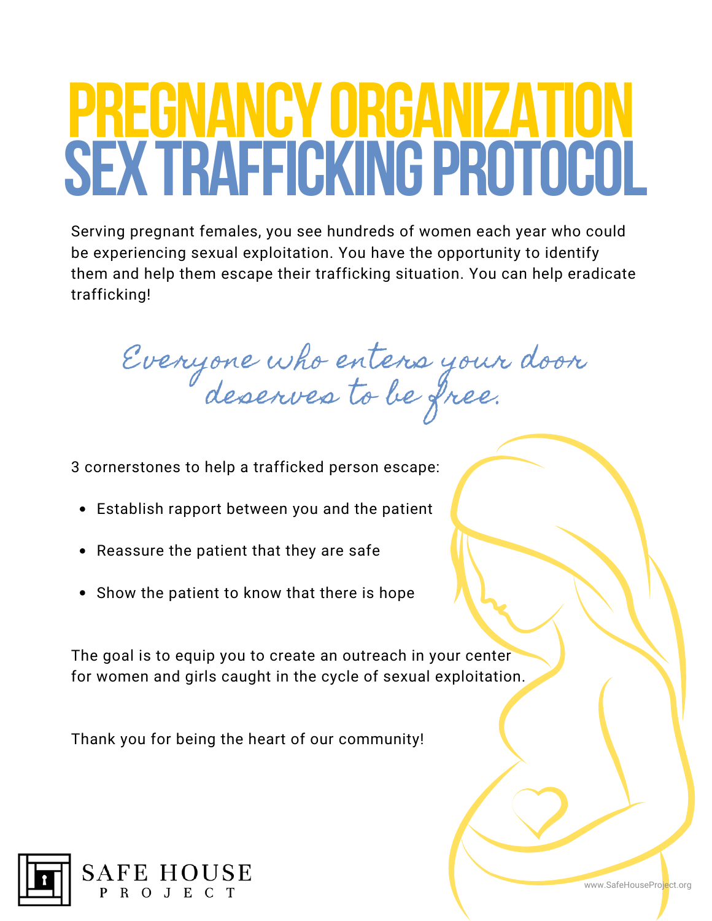# PREGNANCY ORGANIZATION SEX TRAFFICKING PROTOCOL

Serving pregnant females, you see hundreds of women each year who could be experiencing sexual exploitation. You have the opportunity to identify them and help them escape their trafficking situation. You can help eradicate trafficking!

*Everyone who enters your door deserves to be free.*

3 cornerstones to help a trafficked person escape:

- Establish rapport between you and the patient
- Reassure the patient that they are safe
- Show the patient to know that there is hope

The goal is to equip you to create an outreach in your center for women and girls caught in the cycle of sexual exploitation.

Thank you for being the heart of our community!

SAFE HOUSE PROJECT

www.SafeHouseProject.org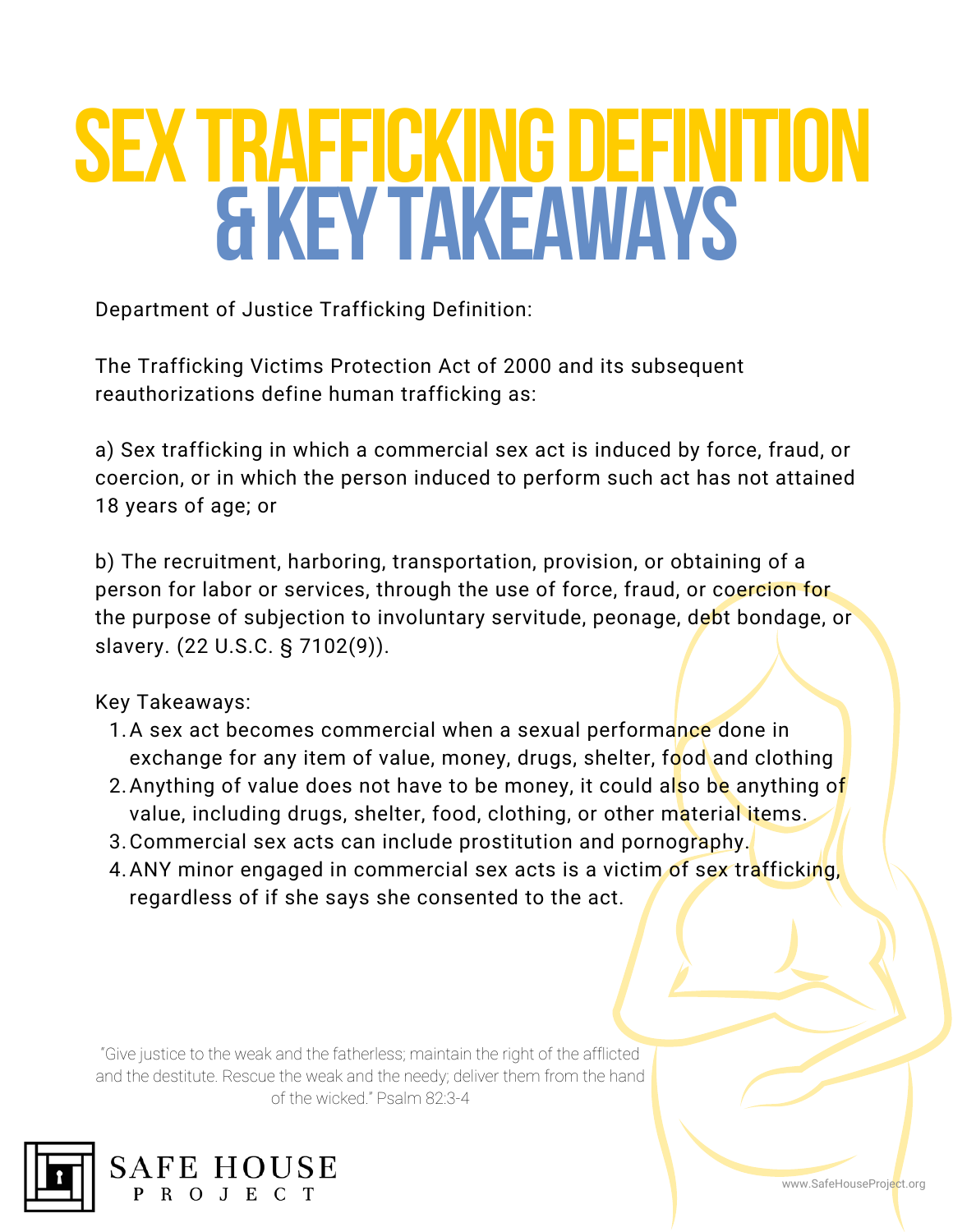# SEX TRAFFICKING DEFINITION & KEY TAKEAWAYS

Department of Justice Trafficking Definition:

The Trafficking Victims Protection Act of 2000 and its subsequent reauthorizations define human trafficking as:

a) Sex trafficking in which a commercial sex act is induced by force, fraud, or coercion, or in which the person induced to perform such act has not attained 18 years of age; or

b) The recruitment, harboring, transportation, provision, or obtaining of a person for labor or services, through the use of force, fraud, or coercion for the purpose of subjection to involuntary servitude, peonage, debt bondage, or slavery. (22 U.S.C. § 7102(9)).

Key Takeaways:

1. A sex act becomes commercial when a sexual performance done in exchange for any item of value, money, drugs, shelter, food and clothing
2. Anything of value does not have to be money, it could also be anything of value, including drugs, shelter, food, clothing, or other material items.
3. Commercial sex acts can include prostitution and pornography.
4. ANY minor engaged in commercial sex acts is a victim of sex trafficking, regardless of if she says she consented to the act.

"Give justice to the weak and the fatherless; maintain the right of the afflicted and the destitute. Rescue the weak and the needy; deliver them from the hand of the wicked." Psalm 82:3-4

SAFE HOUSE PROJECT

www.SafeHouseProject.org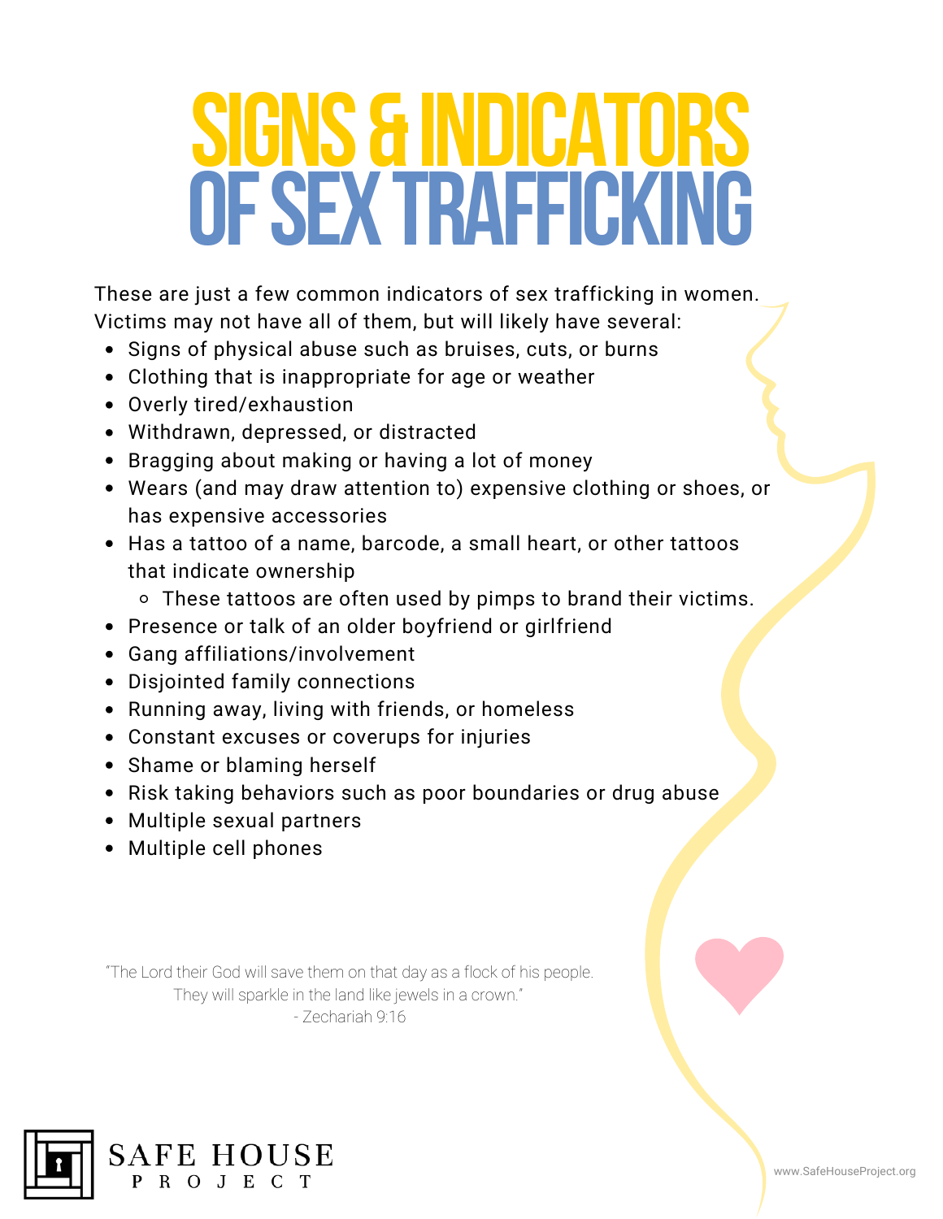# SIGNS & INDICATORS OF SEX TRAFFICKING

These are just a few common indicators of sex trafficking in women. Victims may not have all of them, but will likely have several:

- Signs of physical abuse such as bruises, cuts, or burns
- Clothing that is inappropriate for age or weather
- Overly tired/exhaustion
- Withdrawn, depressed, or distracted
- Bragging about making or having a lot of money
- Wears (and may draw attention to) expensive clothing or shoes, or has expensive accessories
- Has a tattoo of a name, barcode, a small heart, or other tattoos that indicate ownership
  - These tattoos are often used by pimps to brand their victims.
- Presence or talk of an older boyfriend or girlfriend
- Gang affiliations/involvement
- Disjointed family connections
- Running away, living with friends, or homeless
- Constant excuses or coverups for injuries
- Shame or blaming herself
- Risk taking behaviors such as poor boundaries or drug abuse
- Multiple sexual partners
- Multiple cell phones

"The Lord their God will save them on that day as a flock of his people. They will sparkle in the land like jewels in a crown."
- Zechariah 9:16

SAFE HOUSE PROJECT

www.SafeHouseProject.org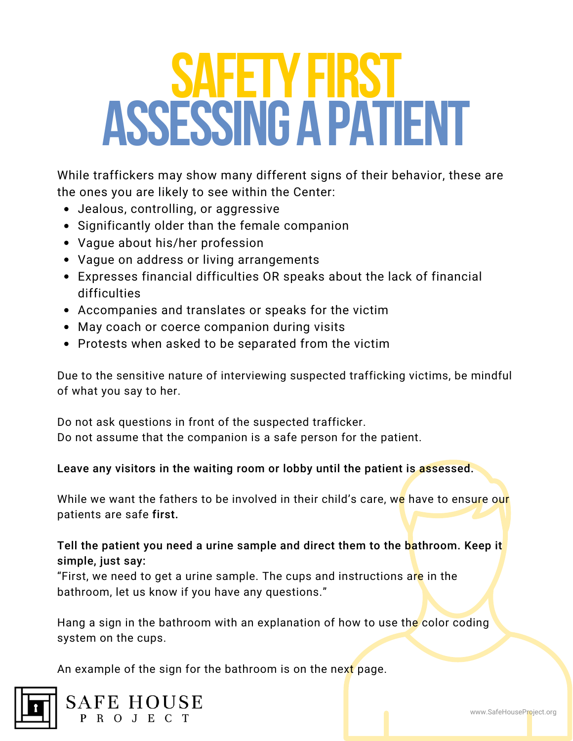# SAFETY FIRST
# ASSESSING A PATIENT

While traffickers may show many different signs of their behavior, these are the ones you are likely to see within the Center:

- Jealous, controlling, or aggressive
- Significantly older than the female companion
- Vague about his/her profession
- Vague on address or living arrangements
- Expresses financial difficulties OR speaks about the lack of financial difficulties
- Accompanies and translates or speaks for the victim
- May coach or coerce companion during visits
- Protests when asked to be separated from the victim

Due to the sensitive nature of interviewing suspected trafficking victims, be mindful of what you say to her.

Do not ask questions in front of the suspected trafficker.
Do not assume that the companion is a safe person for the patient.

**Leave any visitors in the waiting room or lobby until the patient is assessed.**

While we want the fathers to be involved in their child's care, we have to ensure our patients are safe **first.**

**Tell the patient you need a urine sample and direct them to the bathroom. Keep it simple, just say:**
"First, we need to get a urine sample. The cups and instructions are in the bathroom, let us know if you have any questions."

Hang a sign in the bathroom with an explanation of how to use the color coding system on the cups.

An example of the sign for the bathroom is on the next page.

SAFE HOUSE PROJECT

www.SafeHouseProject.org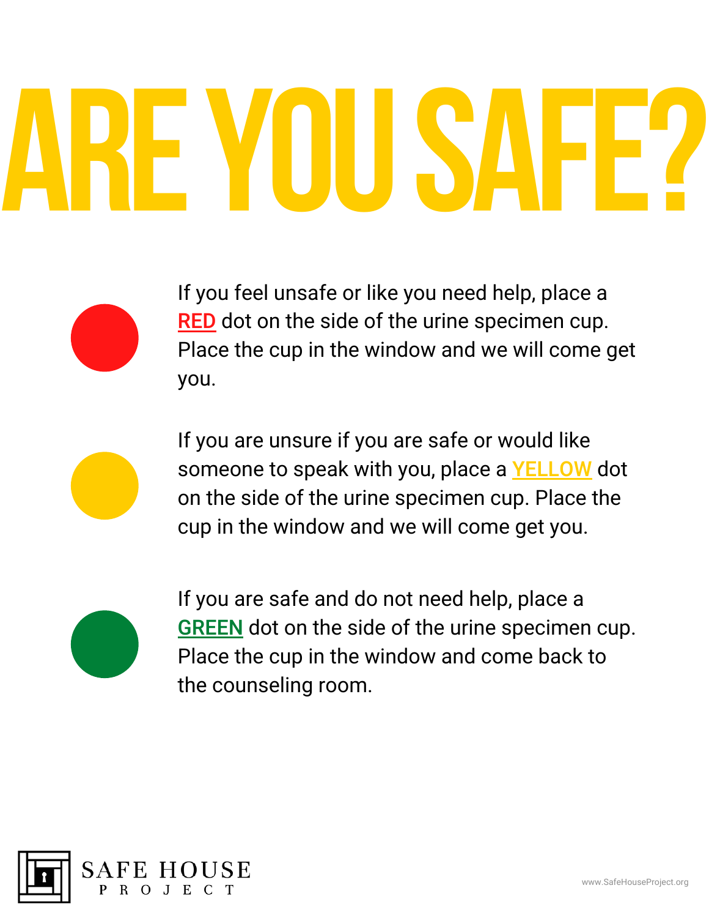# ARE YOU SAFE?

If you feel unsafe or like you need help, place a **RED** dot on the side of the urine specimen cup. Place the cup in the window and we will come get you.

If you are unsure if you are safe or would like someone to speak with you, place a **YELLOW** dot on the side of the urine specimen cup. Place the cup in the window and we will come get you.

If you are safe and do not need help, place a **GREEN** dot on the side of the urine specimen cup. Place the cup in the window and come back to the counseling room.

SAFE HOUSE PROJECT

www.SafeHouseProject.org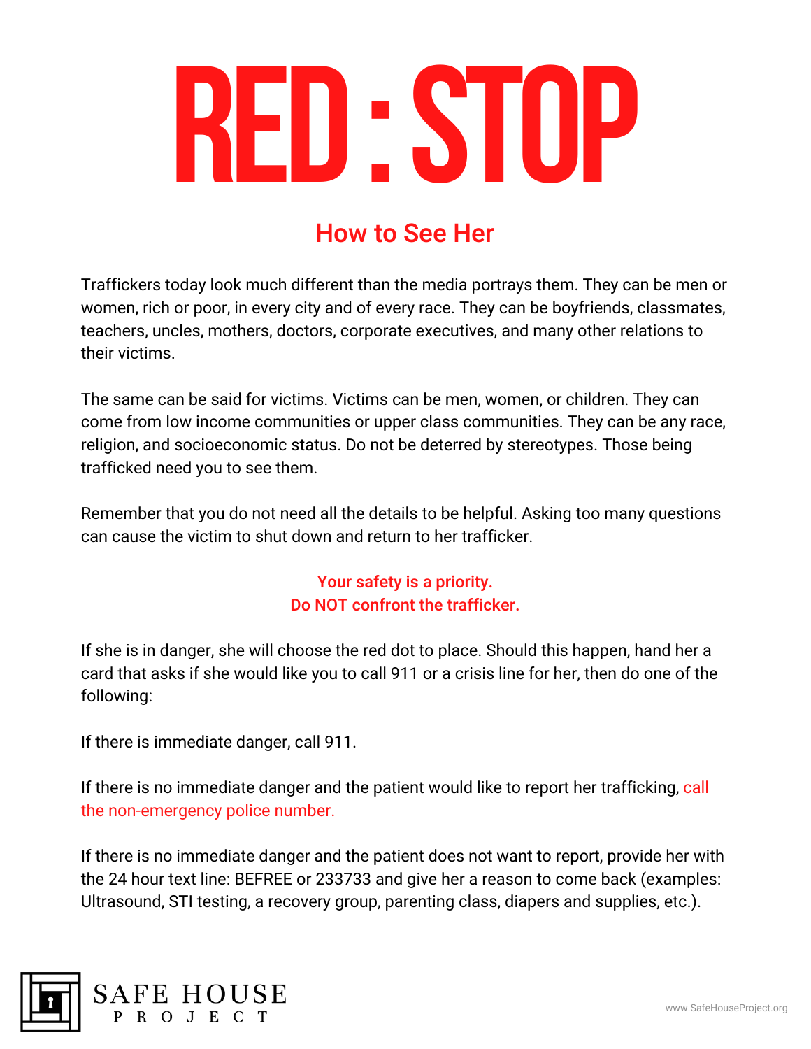# RED : STOP

## How to See Her

Traffickers today look much different than the media portrays them. They can be men or women, rich or poor, in every city and of every race. They can be boyfriends, classmates, teachers, uncles, mothers, doctors, corporate executives, and many other relations to their victims.

The same can be said for victims. Victims can be men, women, or children. They can come from low income communities or upper class communities. They can be any race, religion, and socioeconomic status. Do not be deterred by stereotypes. Those being trafficked need you to see them.

Remember that you do not need all the details to be helpful. Asking too many questions can cause the victim to shut down and return to her trafficker.

**Your safety is a priority.**
**Do NOT confront the trafficker.**

If she is in danger, she will choose the red dot to place. Should this happen, hand her a card that asks if she would like you to call 911 or a crisis line for her, then do one of the following:

If there is immediate danger, call 911.

If there is no immediate danger and the patient would like to report her trafficking, call the non-emergency police number.

If there is no immediate danger and the patient does not want to report, provide her with the 24 hour text line: BEFREE or 233733 and give her a reason to come back (examples: Ultrasound, STI testing, a recovery group, parenting class, diapers and supplies, etc.).

SAFE HOUSE PROJECT

www.SafeHouseProject.org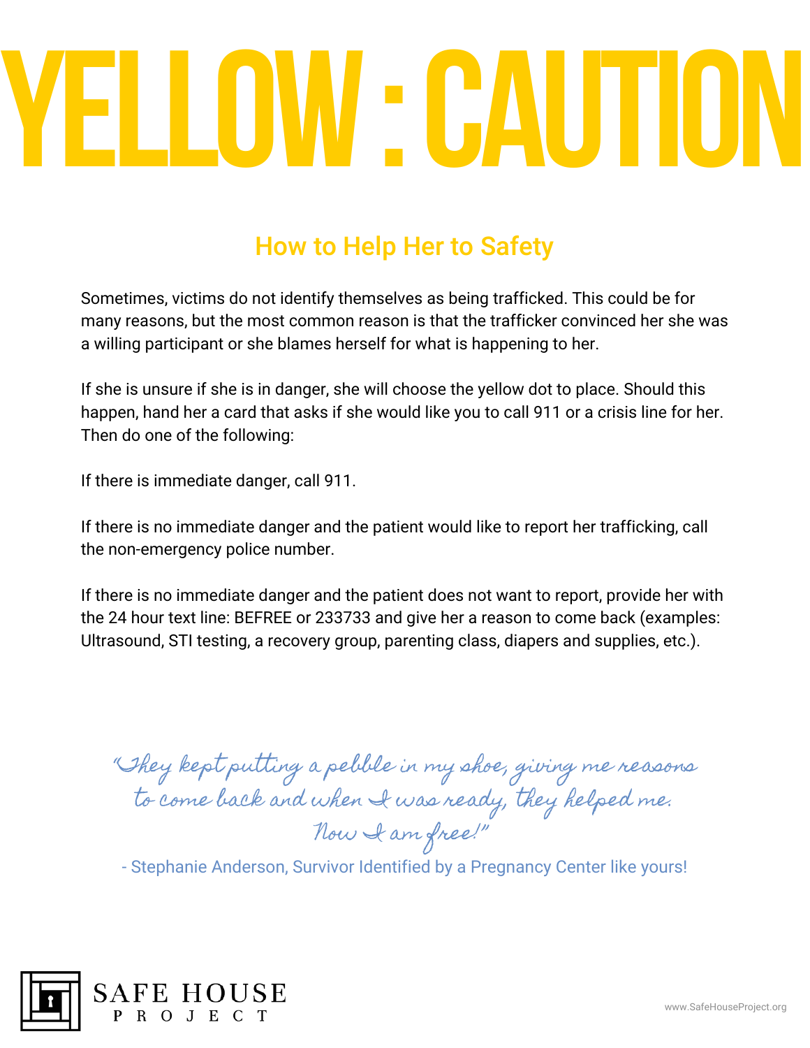# YELLOW : CAUTION

## How to Help Her to Safety

Sometimes, victims do not identify themselves as being trafficked. This could be for many reasons, but the most common reason is that the trafficker convinced her she was a willing participant or she blames herself for what is happening to her.

If she is unsure if she is in danger, she will choose the yellow dot to place. Should this happen, hand her a card that asks if she would like you to call 911 or a crisis line for her. Then do one of the following:

If there is immediate danger, call 911.

If there is no immediate danger and the patient would like to report her trafficking, call the non-emergency police number.

If there is no immediate danger and the patient does not want to report, provide her with the 24 hour text line: BEFREE or 233733 and give her a reason to come back (examples: Ultrasound, STI testing, a recovery group, parenting class, diapers and supplies, etc.).

*"They kept putting a pebble in my shoe, giving me reasons to come back and when I was ready, they helped me. Now I am free!"*

- Stephanie Anderson, Survivor Identified by a Pregnancy Center like yours!

SAFE HOUSE PROJECT

www.SafeHouseProject.org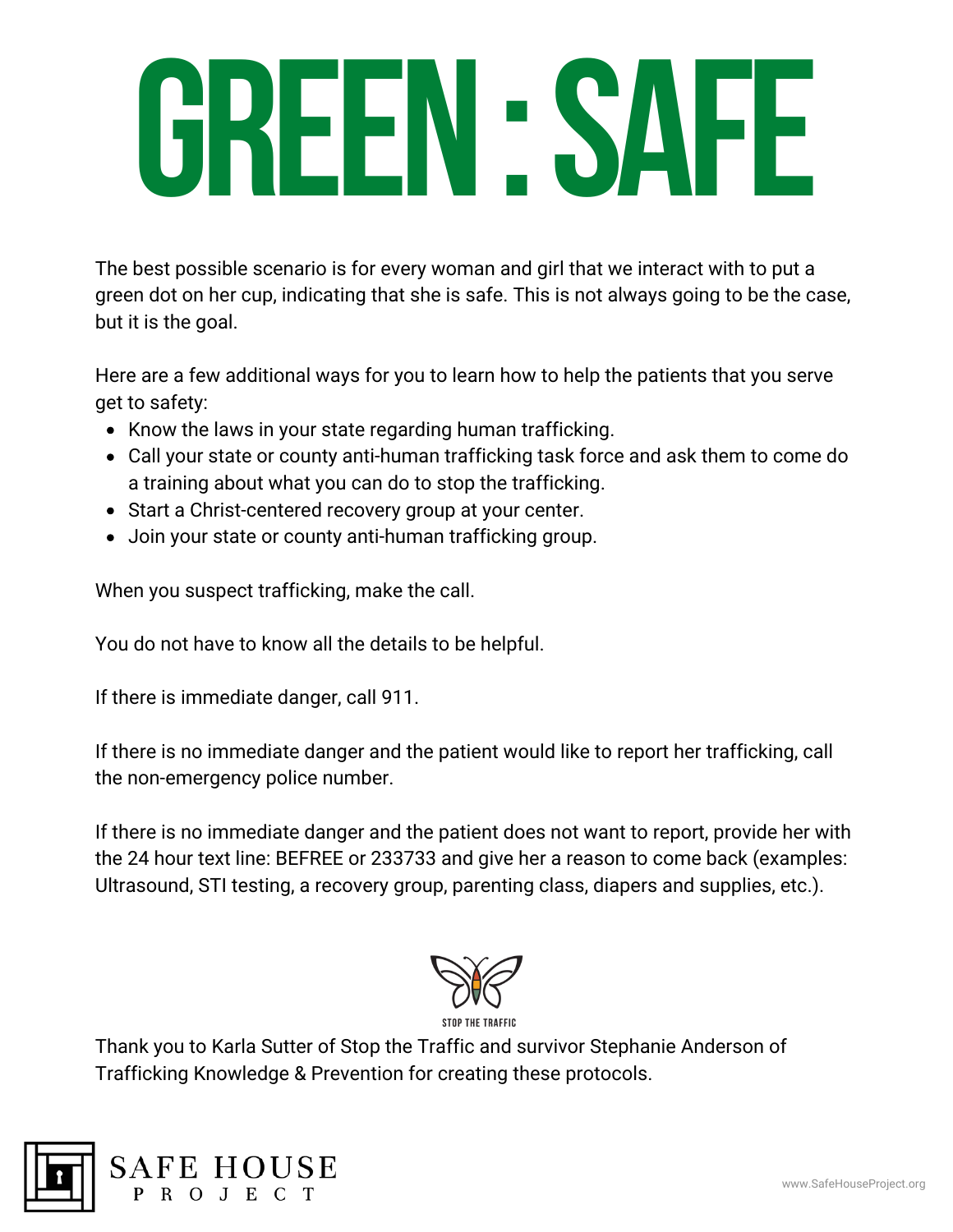# GREEN : SAFE

The best possible scenario is for every woman and girl that we interact with to put a green dot on her cup, indicating that she is safe. This is not always going to be the case, but it is the goal.

Here are a few additional ways for you to learn how to help the patients that you serve get to safety:

- Know the laws in your state regarding human trafficking.
- Call your state or county anti-human trafficking task force and ask them to come do a training about what you can do to stop the trafficking.
- Start a Christ-centered recovery group at your center.
- Join your state or county anti-human trafficking group.

When you suspect trafficking, make the call.

You do not have to know all the details to be helpful.

If there is immediate danger, call 911.

If there is no immediate danger and the patient would like to report her trafficking, call the non-emergency police number.

If there is no immediate danger and the patient does not want to report, provide her with the 24 hour text line: BEFREE or 233733 and give her a reason to come back (examples: Ultrasound, STI testing, a recovery group, parenting class, diapers and supplies, etc.).

STOP THE TRAFFIC

Thank you to Karla Sutter of Stop the Traffic and survivor Stephanie Anderson of Trafficking Knowledge & Prevention for creating these protocols.

SAFE HOUSE PROJECT

www.SafeHouseProject.org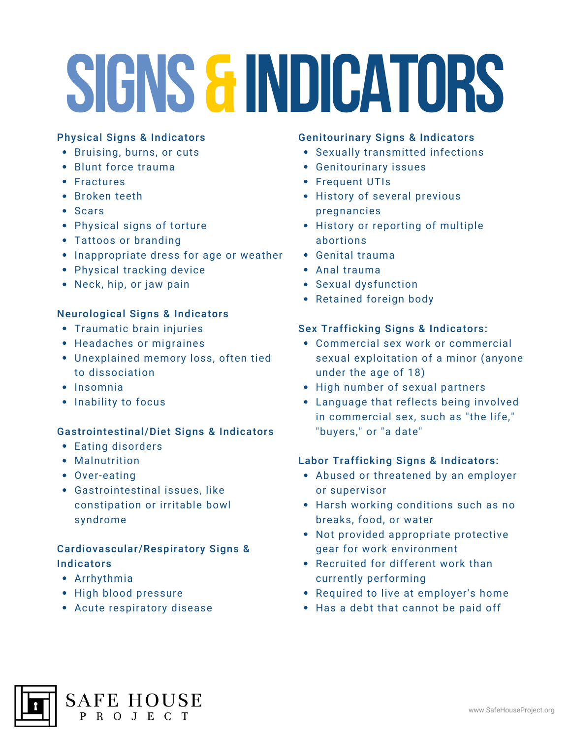# SIGNS & INDICATORS

### Physical Signs & Indicators

- Bruising, burns, or cuts
- Blunt force trauma
- Fractures
- Broken teeth
- Scars
- Physical signs of torture
- Tattoos or branding
- Inappropriate dress for age or weather
- Physical tracking device
- Neck, hip, or jaw pain

### Neurological Signs & Indicators

- Traumatic brain injuries
- Headaches or migraines
- Unexplained memory loss, often tied to dissociation
- Insomnia
- Inability to focus

### Gastrointestinal/Diet Signs & Indicators

- Eating disorders
- Malnutrition
- Over-eating
- Gastrointestinal issues, like constipation or irritable bowl syndrome

### Cardiovascular/Respiratory Signs & Indicators

- Arrhythmia
- High blood pressure
- Acute respiratory disease

### Genitourinary Signs & Indicators

- Sexually transmitted infections
- Genitourinary issues
- Frequent UTIs
- History of several previous pregnancies
- History or reporting of multiple abortions
- Genital trauma
- Anal trauma
- Sexual dysfunction
- Retained foreign body

### Sex Trafficking Signs & Indicators:

- Commercial sex work or commercial sexual exploitation of a minor (anyone under the age of 18)
- High number of sexual partners
- Language that reflects being involved in commercial sex, such as "the life," "buyers," or "a date"

### Labor Trafficking Signs & Indicators:

- Abused or threatened by an employer or supervisor
- Harsh working conditions such as no breaks, food, or water
- Not provided appropriate protective gear for work environment
- Recruited for different work than currently performing
- Required to live at employer's home
- Has a debt that cannot be paid off

SAFE HOUSE PROJECT

www.SafeHouseProject.org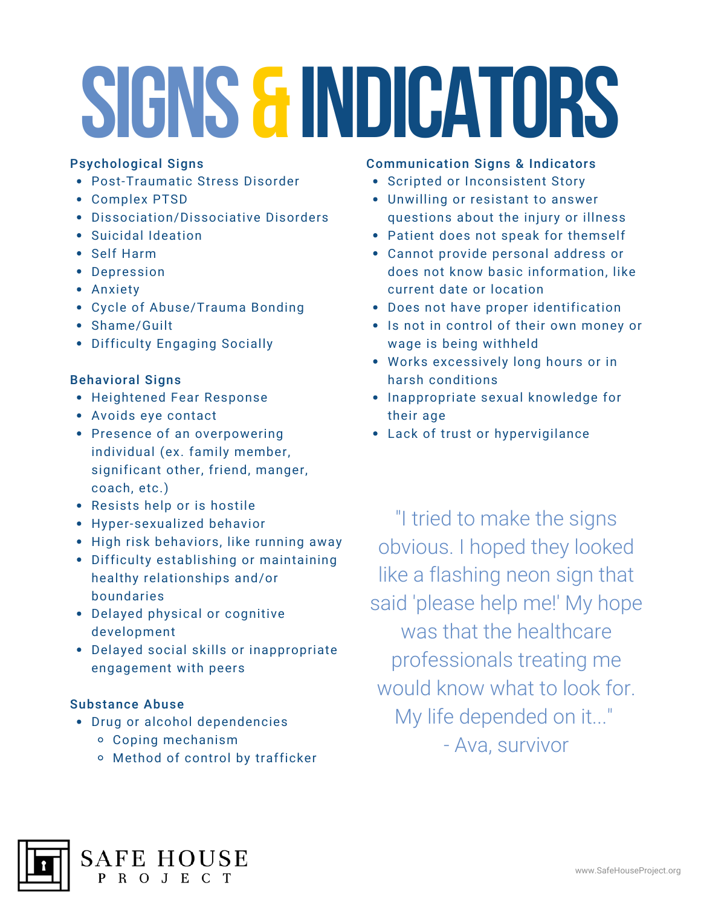# SIGNS & INDICATORS

### Psychological Signs

- Post-Traumatic Stress Disorder
- Complex PTSD
- Dissociation/Dissociative Disorders
- Suicidal Ideation
- Self Harm
- Depression
- Anxiety
- Cycle of Abuse/Trauma Bonding
- Shame/Guilt
- Difficulty Engaging Socially

### Behavioral Signs

- Heightened Fear Response
- Avoids eye contact
- Presence of an overpowering individual (ex. family member, significant other, friend, manger, coach, etc.)
- Resists help or is hostile
- Hyper-sexualized behavior
- High risk behaviors, like running away
- Difficulty establishing or maintaining healthy relationships and/or boundaries
- Delayed physical or cognitive development
- Delayed social skills or inappropriate engagement with peers

### Substance Abuse

- Drug or alcohol dependencies
  - Coping mechanism
  - Method of control by trafficker

### Communication Signs & Indicators

- Scripted or Inconsistent Story
- Unwilling or resistant to answer questions about the injury or illness
- Patient does not speak for themself
- Cannot provide personal address or does not know basic information, like current date or location
- Does not have proper identification
- Is not in control of their own money or wage is being withheld
- Works excessively long hours or in harsh conditions
- Inappropriate sexual knowledge for their age
- Lack of trust or hypervigilance

"I tried to make the signs obvious. I hoped they looked like a flashing neon sign that said 'please help me!' My hope was that the healthcare professionals treating me would know what to look for. My life depended on it..."
- Ava, survivor

SAFE HOUSE PROJECT

www.SafeHouseProject.org